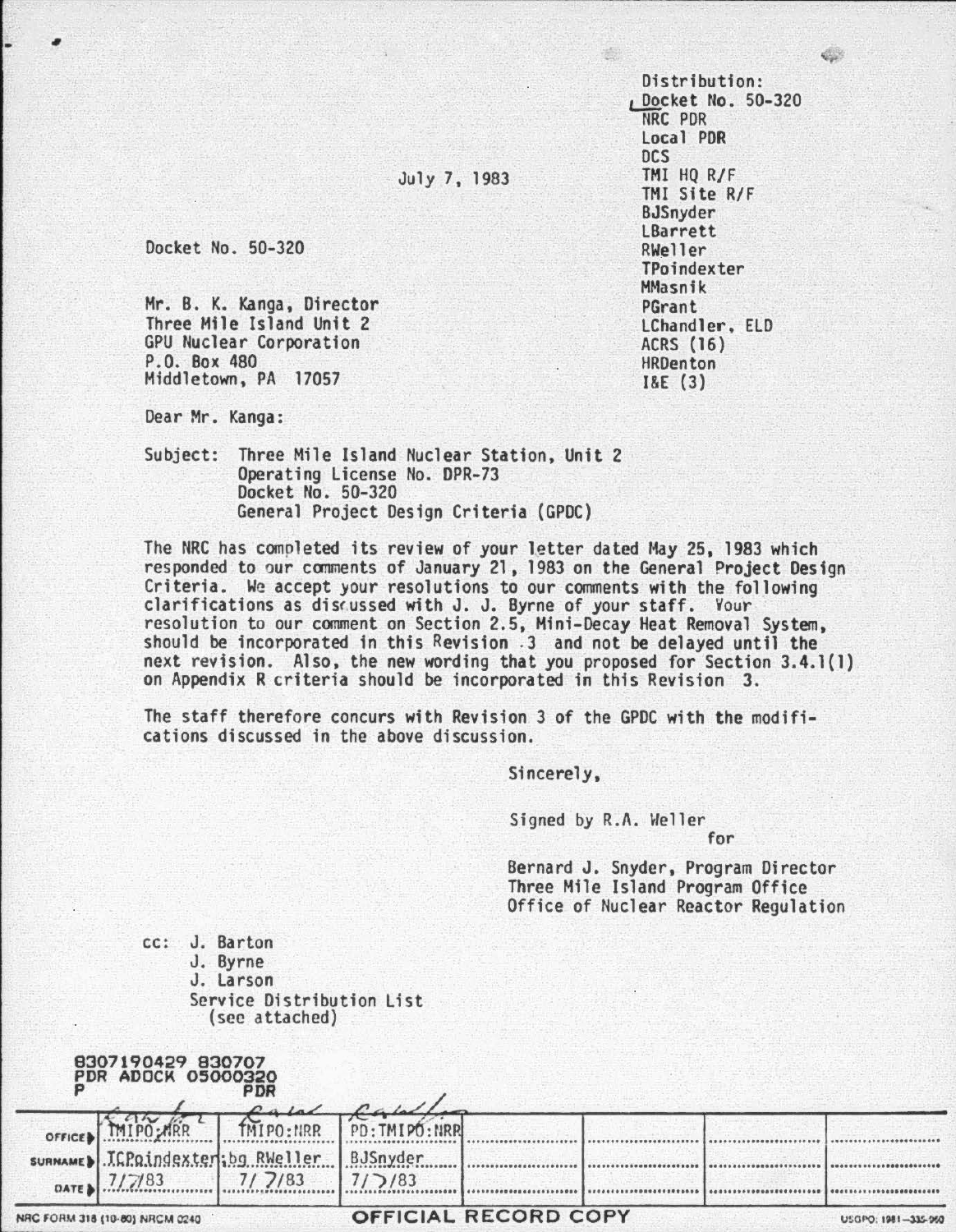Distribution:
Docket No. 50-320
NRC PDR
Local PDR
DCS
TMI HQ R/F
TMI Site R/F
BJSnyder
LBarrett
RWeller
TPoindexter
MMasnik
PGrant
LChandler, ELD
ACRS (16)
HRDenton
I&E (3)

July 7, 1983

Docket No. 50-320

Mr. B. K. Kanga, Director
Three Mile Island Unit 2
GPU Nuclear Corporation
P.O. Box 480
Middletown, PA 17057

Dear Mr. Kanga:

Subject: Three Mile Island Nuclear Station, Unit 2
Operating License No. DPR-73
Docket No. 50-320
General Project Design Criteria (GPDC)

The NRC has completed its review of your letter dated May 25, 1983 which responded to our comments of January 21, 1983 on the General Project Design Criteria. We accept your resolutions to our comments with the following clarifications as discussed with J. J. Byrne of your staff. Your resolution to our comment on Section 2.5, Mini-Decay Heat Removal System, should be incorporated in this Revision 3 and not be delayed until the next revision. Also, the new wording that you proposed for Section 3.4.1(1) on Appendix R criteria should be incorporated in this Revision 3.

The staff therefore concurs with Revision 3 of the GPDC with the modifications discussed in the above discussion.

Sincerely,

Signed by R.A. Weller
for

Bernard J. Snyder, Program Director
Three Mile Island Program Office
Office of Nuclear Reactor Regulation

cc: J. Barton
J. Byrne
J. Larson
Service Distribution List
(see attached)

8307190429 830707
PDR ADOCK 05000320
P PDR

| OFFICE | TMIPO:NRR | TMIPO:NRR | PD:TMIPO:NRR | | | | |
|---|---|---|---|---|---|---|---|
| SURNAME | TCPoindexter;bg | RWeller | BJSnyder | | | | |
| DATE | 7/7/83 | 7/7/83 | 7/7/83 | | | | |

NRC FORM 318 (10-80) NRCM 0240 OFFICIAL RECORD COPY USGPO: 1981—335-960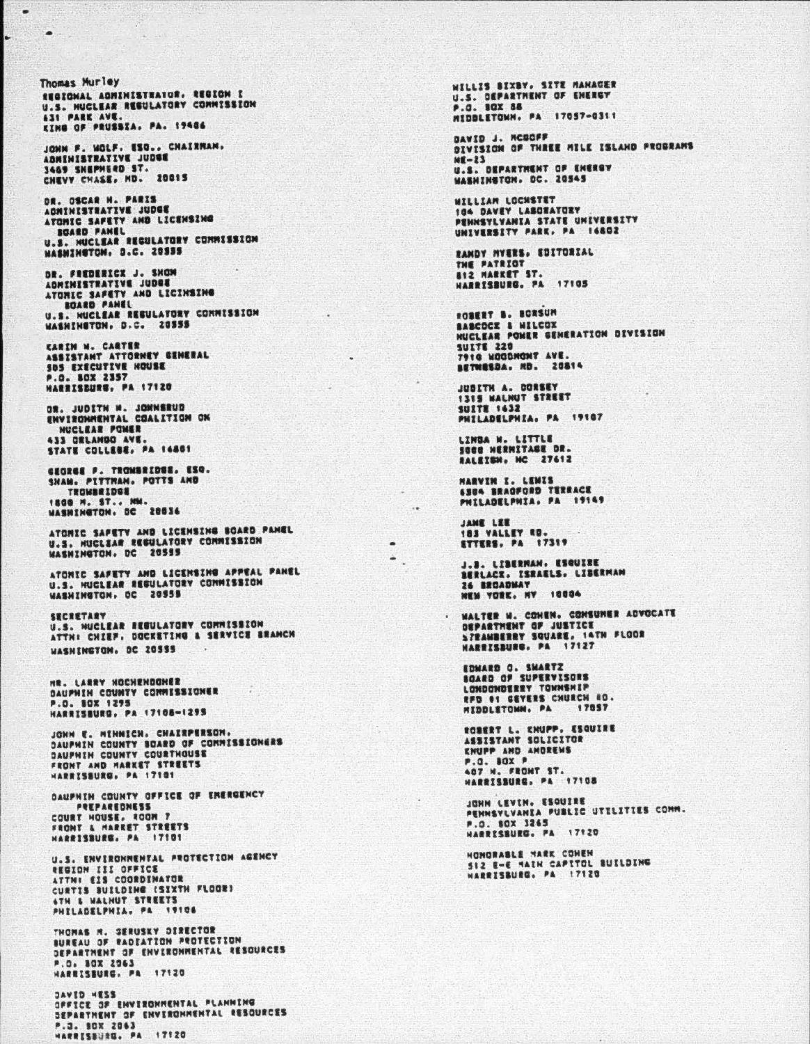Thomas Murley
REGIONAL ADMINISTRATOR, REGION I
U.S. NUCLEAR REGULATORY COMMISSION
631 PARK AVE.
KING OF PRUSSIA, PA. 19406

JOHN F. WOLF, ESQ., CHAIRMAN,
ADMINISTRATIVE JUDGE
3409 SHEPHERD ST.
CHEVY CHASE, MD. 20015

DR. OSCAR H. PARIS
ADMINISTRATIVE JUDGE
ATOMIC SAFETY AND LICENSING
BOARD PANEL
U.S. NUCLEAR REGULATORY COMMISSION
WASHINGTON, D.C. 20555

DR. FREDERICK J. SHON
ADMINISTRATIVE JUDGE
ATOMIC SAFETY AND LICINSING
BOARD PANEL
U.S. NUCLEAR REGULATORY COMMISSION
WASHINGTON, D.C. 20555

KARIN W. CARTER
ASSISTANT ATTORNEY GENERAL
505 EXECUTIVE HOUSE
P.O. BOX 2357
HARRISBURG, PA 17120

DR. JUDITH H. JOHNSRUD
ENVIRONMENTAL COALITION ON
NUCLEAR POWER
433 ORLANDO AVE.
STATE COLLEGE, PA 16801

GEORGE F. TROWBRIDGE, ESQ.
SHAW, PITTMAN, POTTS AND
TROWBRIDGE
1800 M. ST., NW.
WASHINGTON, DC 20036

ATOMIC SAFETY AND LICENSING BOARD PANEL
U.S. NUCLEAR REGULATORY COMMISSION
WASHINGTON, DC 20555

ATOMIC SAFETY AND LICENSING APPEAL PANEL
U.S. NUCLEAR REGULATORY COMMISSION
WASHINGTON, DC 20555

SECRETARY
U.S. NUCLEAR REGULATORY COMMISSION
ATTN: CHIEF, DOCKETING & SERVICE BRANCH
WASHINGTON, DC 20555

MR. LARRY HOCHENDONER
DAUPHIN COUNTY COMMISSIONER
P.O. BOX 1295
HARRISBURG, PA 17108-1295

JOHN E. MINNICH, CHAIRPERSON,
DAUPHIN COUNTY BOARD OF COMMISSIONERS
DAUPHIN COUNTY COURTHOUSE
FRONT AND MARKET STREETS
HARRISBURG, PA 17101

DAUPHIN COUNTY OFFICE OF EMERGENCY
PREPAREDNESS
COURT HOUSE, ROOM 7
FRONT & MARKET STREETS
HARRISBURG, PA 17101

U.S. ENVIRONMENTAL PROTECTION AGENCY
REGION III OFFICE
ATTN: EIS COORDINATOR
CURTIS BUILDING (SIXTH FLOOR)
6TH & WALNUT STREETS
PHILADELPHIA, PA 19106

THOMAS M. GERUSKY DIRECTOR
BUREAU OF RADIATION PROTECTION
DEPARTMENT OF ENVIRONMENTAL RESOURCES
P.O. BOX 2063
HARRISBURG, PA 17120

DAVID HESS
OFFICE OF ENVIRONMENTAL PLANNING
DEPARTMENT OF ENVIRONMENTAL RESOURCES
P.O. BOX 2063
HARRISBURG, PA 17120

WILLIS BIXBY, SITE MANAGER
U.S. DEPARTMENT OF ENERGY
P.O. BOX 88
MIDDLETOWN, PA 17057-0311

DAVID J. MCGOFF
DIVISION OF THREE MILE ISLAND PROGRAMS
NE-23
U.S. DEPARTMENT OF ENERGY
WASHINGTON, DC. 20545

WILLIAM LOCHSTET
104 DAVEY LABORATORY
PENNSYLVANIA STATE UNIVERSITY
UNIVERSITY PARK, PA 16802

RANDY MYERS, EDITORIAL
THE PATRIOT
812 MARKET ST.
HARRISBURG, PA 17105

ROBERT B. BORSUM
BABCOCK & WILCOX
NUCLEAR POWER GENERATION DIVISION
SUITE 220
7910 WOODMONT AVE.
BETHESDA, MD. 20814

JUDITH A. DORSEY
1315 WALNUT STREET
SUITE 1632
PHILADELPHIA, PA 19107

LINDA W. LITTLE
5000 HERMITAGE DR.
RALEIGH, NC 27612

MARVIN I. LEWIS
6504 BRADFORD TERRACE
PHILADELPHIA, PA 19149

JANE LEE
183 VALLEY RD.
ETTERS, PA 17319

J.B. LIBERMAN, ESQUIRE
BERLACK, ISRAELS, LIBERMAN
26 BROADWAY
NEW YORK, NY 10004

WALTER W. COHEN, CONSUMER ADVOCATE
DEPARTMENT OF JUSTICE
STRAWBERRY SQUARE, 14TH FLOOR
HARRISBURG, PA 17127

EDWARD O. SWARTZ
BOARD OF SUPERVISORS
LONDONDERRY TOWNSHIP
RFD #1 GEYERS CHURCH RD.
MIDDLETOWN, PA 17057

ROBERT L. KNUPP, ESQUIRE
ASSISTANT SOLICITOR
KNUPP AND ANDREWS
P.O. BOX P
407 N. FRONT ST.
HARRISBURG, PA 17108

JOHN LEVIN, ESQUIRE
PENNSYLVANIA PUBLIC UTILITIES COMM.
P.O. BOX 3265
HARRISBURG, PA 17120

HONORABLE MARK COHEN
512 E-E MAIN CAPITOL BUILDING
HARRISBURG, PA 17120